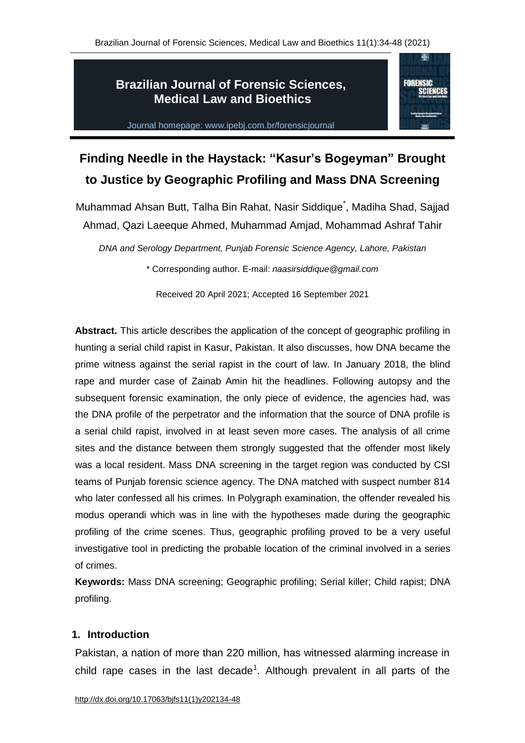# Finding Needle in the Haystack: "Kasur's Bogeyman" Brought to Justice by Geographic Profiling and Mass DNA Screening

Muhammad Ahsan Butt, Talha Bin Rahat, Nasir Siddique*, Madiha Shad, Sajjad Ahmad, Qazi Laeeque Ahmed, Muhammad Amjad, Mohammad Ashraf Tahir

*DNA and Serology Department, Punjab Forensic Science Agency, Lahore, Pakistan*

\* Corresponding author. E-mail: *naasirsiddique@gmail.com*

Received 20 April 2021; Accepted 16 September 2021

**Abstract.** This article describes the application of the concept of geographic profiling in hunting a serial child rapist in Kasur, Pakistan. It also discusses, how DNA became the prime witness against the serial rapist in the court of law. In January 2018, the blind rape and murder case of Zainab Amin hit the headlines. Following autopsy and the subsequent forensic examination, the only piece of evidence, the agencies had, was the DNA profile of the perpetrator and the information that the source of DNA profile is a serial child rapist, involved in at least seven more cases. The analysis of all crime sites and the distance between them strongly suggested that the offender most likely was a local resident. Mass DNA screening in the target region was conducted by CSI teams of Punjab forensic science agency. The DNA matched with suspect number 814 who later confessed all his crimes. In Polygraph examination, the offender revealed his modus operandi which was in line with the hypotheses made during the geographic profiling of the crime scenes. Thus, geographic profiling proved to be a very useful investigative tool in predicting the probable location of the criminal involved in a series of crimes.

**Keywords:** Mass DNA screening; Geographic profiling; Serial killer; Child rapist; DNA profiling.

## 1. Introduction

Pakistan, a nation of more than 220 million, has witnessed alarming increase in child rape cases in the last decade[1]. Although prevalent in all parts of the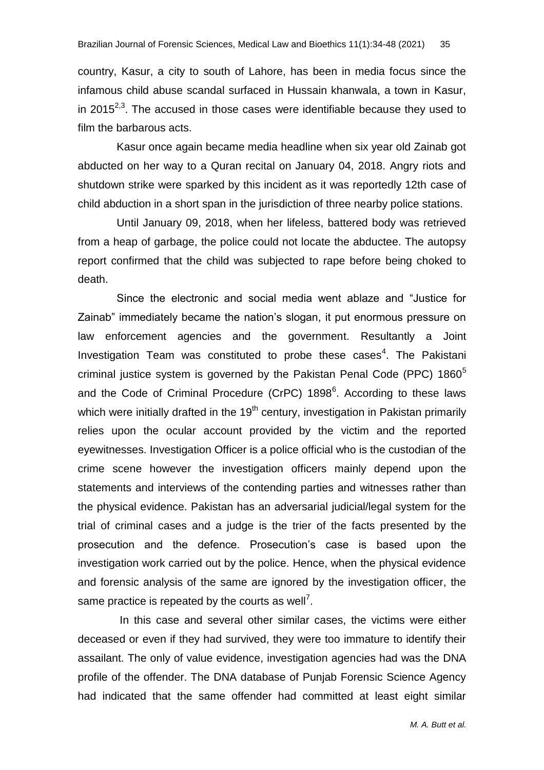country, Kasur, a city to south of Lahore, has been in media focus since the infamous child abuse scandal surfaced in Hussain khanwala, a town in Kasur, in 2015[2,3]. The accused in those cases were identifiable because they used to film the barbarous acts.

Kasur once again became media headline when six year old Zainab got abducted on her way to a Quran recital on January 04, 2018. Angry riots and shutdown strike were sparked by this incident as it was reportedly 12th case of child abduction in a short span in the jurisdiction of three nearby police stations.

Until January 09, 2018, when her lifeless, battered body was retrieved from a heap of garbage, the police could not locate the abductee. The autopsy report confirmed that the child was subjected to rape before being choked to death.

Since the electronic and social media went ablaze and "Justice for Zainab" immediately became the nation's slogan, it put enormous pressure on law enforcement agencies and the government. Resultantly a Joint Investigation Team was constituted to probe these cases[4]. The Pakistani criminal justice system is governed by the Pakistan Penal Code (PPC) 1860[5] and the Code of Criminal Procedure (CrPC) 1898[6]. According to these laws which were initially drafted in the 19th century, investigation in Pakistan primarily relies upon the ocular account provided by the victim and the reported eyewitnesses. Investigation Officer is a police official who is the custodian of the crime scene however the investigation officers mainly depend upon the statements and interviews of the contending parties and witnesses rather than the physical evidence. Pakistan has an adversarial judicial/legal system for the trial of criminal cases and a judge is the trier of the facts presented by the prosecution and the defence. Prosecution's case is based upon the investigation work carried out by the police. Hence, when the physical evidence and forensic analysis of the same are ignored by the investigation officer, the same practice is repeated by the courts as well[7].

In this case and several other similar cases, the victims were either deceased or even if they had survived, they were too immature to identify their assailant. The only of value evidence, investigation agencies had was the DNA profile of the offender. The DNA database of Punjab Forensic Science Agency had indicated that the same offender had committed at least eight similar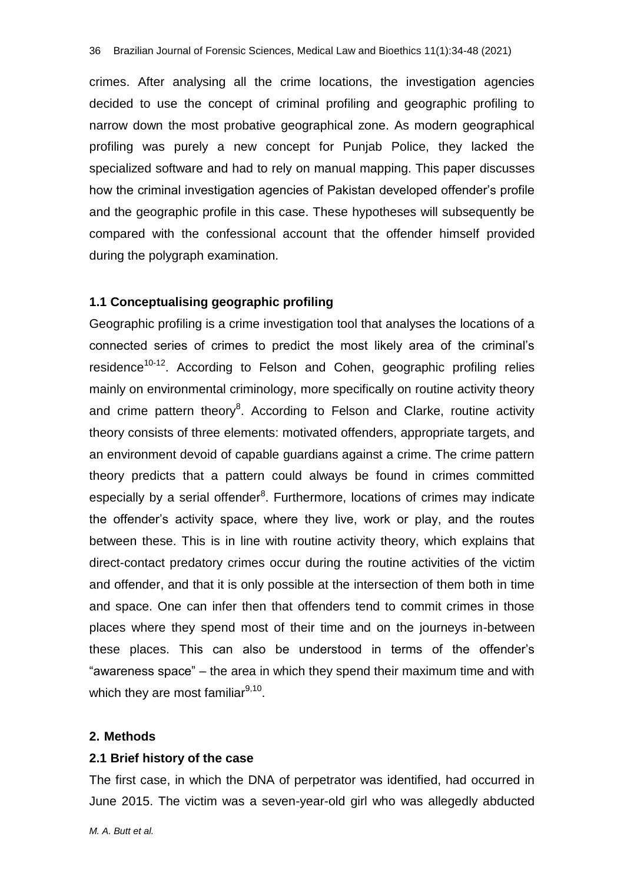crimes. After analysing all the crime locations, the investigation agencies decided to use the concept of criminal profiling and geographic profiling to narrow down the most probative geographical zone. As modern geographical profiling was purely a new concept for Punjab Police, they lacked the specialized software and had to rely on manual mapping. This paper discusses how the criminal investigation agencies of Pakistan developed offender's profile and the geographic profile in this case. These hypotheses will subsequently be compared with the confessional account that the offender himself provided during the polygraph examination.

### 1.1 Conceptualising geographic profiling

Geographic profiling is a crime investigation tool that analyses the locations of a connected series of crimes to predict the most likely area of the criminal's residence[10-12]. According to Felson and Cohen, geographic profiling relies mainly on environmental criminology, more specifically on routine activity theory and crime pattern theory[8]. According to Felson and Clarke, routine activity theory consists of three elements: motivated offenders, appropriate targets, and an environment devoid of capable guardians against a crime. The crime pattern theory predicts that a pattern could always be found in crimes committed especially by a serial offender[8]. Furthermore, locations of crimes may indicate the offender's activity space, where they live, work or play, and the routes between these. This is in line with routine activity theory, which explains that direct-contact predatory crimes occur during the routine activities of the victim and offender, and that it is only possible at the intersection of them both in time and space. One can infer then that offenders tend to commit crimes in those places where they spend most of their time and on the journeys in-between these places. This can also be understood in terms of the offender's "awareness space" – the area in which they spend their maximum time and with which they are most familiar[9,10].

## 2. Methods

### 2.1 Brief history of the case

The first case, in which the DNA of perpetrator was identified, had occurred in June 2015. The victim was a seven-year-old girl who was allegedly abducted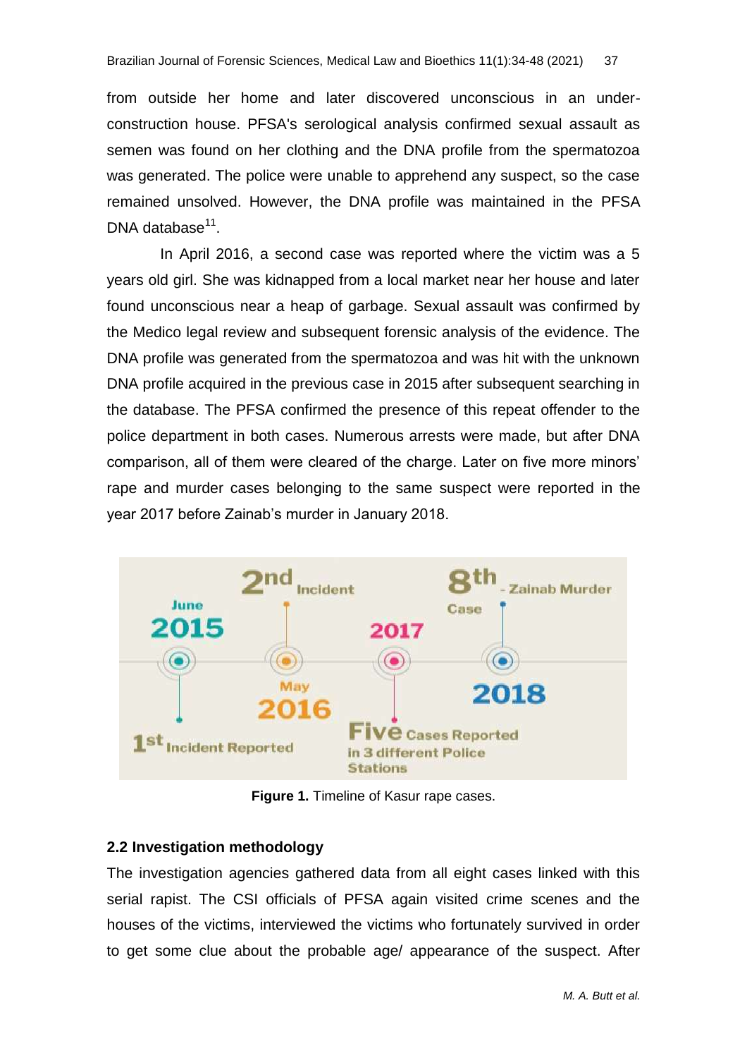from outside her home and later discovered unconscious in an under-construction house. PFSA's serological analysis confirmed sexual assault as semen was found on her clothing and the DNA profile from the spermatozoa was generated. The police were unable to apprehend any suspect, so the case remained unsolved. However, the DNA profile was maintained in the PFSA DNA database[11].

In April 2016, a second case was reported where the victim was a 5 years old girl. She was kidnapped from a local market near her house and later found unconscious near a heap of garbage. Sexual assault was confirmed by the Medico legal review and subsequent forensic analysis of the evidence. The DNA profile was generated from the spermatozoa and was hit with the unknown DNA profile acquired in the previous case in 2015 after subsequent searching in the database. The PFSA confirmed the presence of this repeat offender to the police department in both cases. Numerous arrests were made, but after DNA comparison, all of them were cleared of the charge. Later on five more minors' rape and murder cases belonging to the same suspect were reported in the year 2017 before Zainab's murder in January 2018.

June 2015 — 1st Incident Reported

May 2016 — 2nd Incident

2017 — Five Cases Reported in 3 different Police Stations

2018 — 8th Case - Zainab Murder

**Figure 1.** Timeline of Kasur rape cases.

### 2.2 Investigation methodology

The investigation agencies gathered data from all eight cases linked with this serial rapist. The CSI officials of PFSA again visited crime scenes and the houses of the victims, interviewed the victims who fortunately survived in order to get some clue about the probable age/ appearance of the suspect. After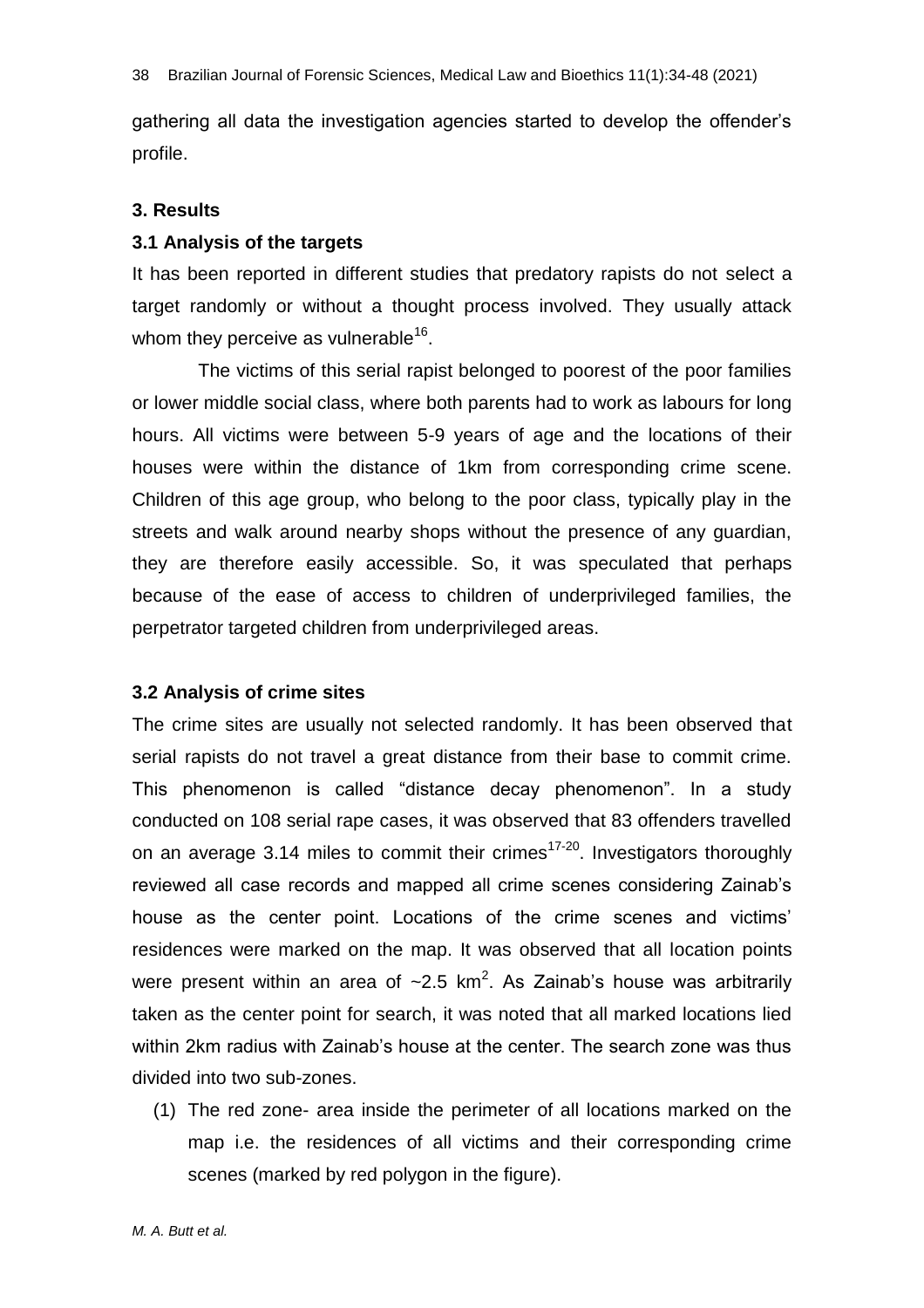gathering all data the investigation agencies started to develop the offender's profile.

## 3. Results

### 3.1 Analysis of the targets

It has been reported in different studies that predatory rapists do not select a target randomly or without a thought process involved. They usually attack whom they perceive as vulnerable[16].

The victims of this serial rapist belonged to poorest of the poor families or lower middle social class, where both parents had to work as labours for long hours. All victims were between 5-9 years of age and the locations of their houses were within the distance of 1km from corresponding crime scene. Children of this age group, who belong to the poor class, typically play in the streets and walk around nearby shops without the presence of any guardian, they are therefore easily accessible. So, it was speculated that perhaps because of the ease of access to children of underprivileged families, the perpetrator targeted children from underprivileged areas.

### 3.2 Analysis of crime sites

The crime sites are usually not selected randomly. It has been observed that serial rapists do not travel a great distance from their base to commit crime. This phenomenon is called "distance decay phenomenon". In a study conducted on 108 serial rape cases, it was observed that 83 offenders travelled on an average 3.14 miles to commit their crimes[17-20]. Investigators thoroughly reviewed all case records and mapped all crime scenes considering Zainab's house as the center point. Locations of the crime scenes and victims' residences were marked on the map. It was observed that all location points were present within an area of ~2.5 km$^2$. As Zainab's house was arbitrarily taken as the center point for search, it was noted that all marked locations lied within 2km radius with Zainab's house at the center. The search zone was thus divided into two sub-zones.

(1) The red zone- area inside the perimeter of all locations marked on the map i.e. the residences of all victims and their corresponding crime scenes (marked by red polygon in the figure).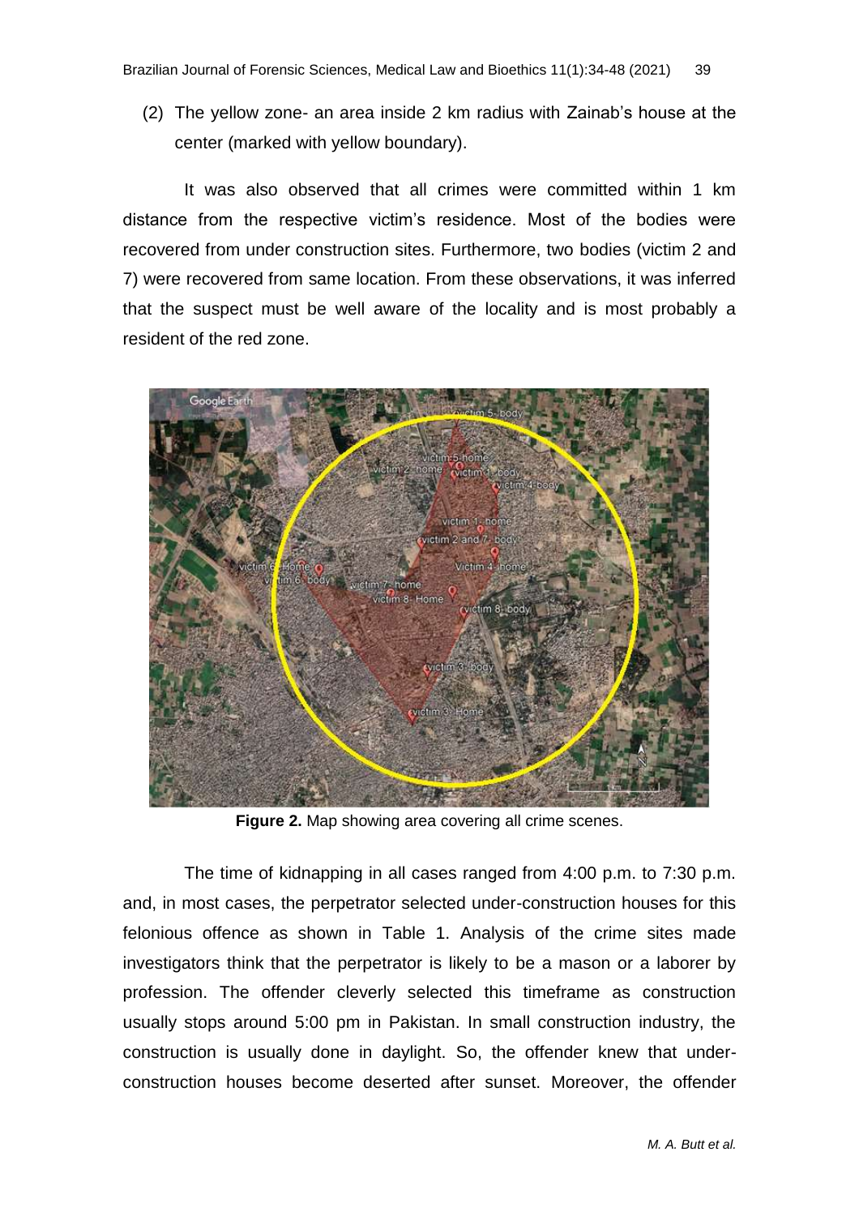(2) The yellow zone- an area inside 2 km radius with Zainab's house at the center (marked with yellow boundary).

It was also observed that all crimes were committed within 1 km distance from the respective victim's residence. Most of the bodies were recovered from under construction sites. Furthermore, two bodies (victim 2 and 7) were recovered from same location. From these observations, it was inferred that the suspect must be well aware of the locality and is most probably a resident of the red zone.

**Figure 2.** Map showing area covering all crime scenes.

The time of kidnapping in all cases ranged from 4:00 p.m. to 7:30 p.m. and, in most cases, the perpetrator selected under-construction houses for this felonious offence as shown in Table 1. Analysis of the crime sites made investigators think that the perpetrator is likely to be a mason or a laborer by profession. The offender cleverly selected this timeframe as construction usually stops around 5:00 pm in Pakistan. In small construction industry, the construction is usually done in daylight. So, the offender knew that under-construction houses become deserted after sunset. Moreover, the offender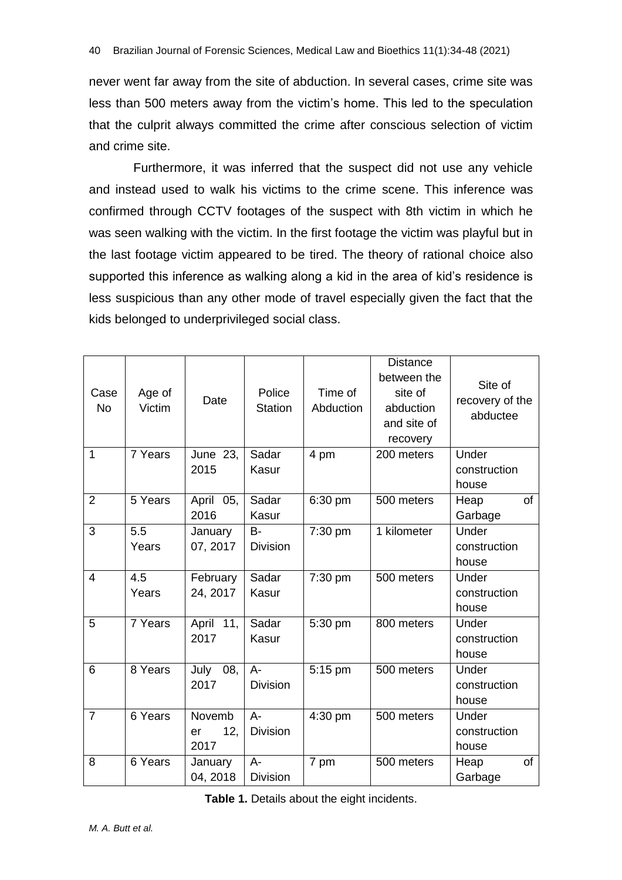never went far away from the site of abduction. In several cases, crime site was less than 500 meters away from the victim's home. This led to the speculation that the culprit always committed the crime after conscious selection of victim and crime site.

Furthermore, it was inferred that the suspect did not use any vehicle and instead used to walk his victims to the crime scene. This inference was confirmed through CCTV footages of the suspect with 8th victim in which he was seen walking with the victim. In the first footage the victim was playful but in the last footage victim appeared to be tired. The theory of rational choice also supported this inference as walking along a kid in the area of kid's residence is less suspicious than any other mode of travel especially given the fact that the kids belonged to underprivileged social class.

| Case No | Age of Victim | Date | Police Station | Time of Abduction | Distance between the site of abduction and site of recovery | Site of recovery of the abductee |
|---|---|---|---|---|---|---|
| 1 | 7 Years | June 23, 2015 | Sadar Kasur | 4 pm | 200 meters | Under construction house |
| 2 | 5 Years | April 05, 2016 | Sadar Kasur | 6:30 pm | 500 meters | Heap of Garbage |
| 3 | 5.5 Years | January 07, 2017 | B-Division | 7:30 pm | 1 kilometer | Under construction house |
| 4 | 4.5 Years | February 24, 2017 | Sadar Kasur | 7:30 pm | 500 meters | Under construction house |
| 5 | 7 Years | April 11, 2017 | Sadar Kasur | 5:30 pm | 800 meters | Under construction house |
| 6 | 8 Years | July 08, 2017 | A-Division | 5:15 pm | 500 meters | Under construction house |
| 7 | 6 Years | November 12, 2017 | A-Division | 4:30 pm | 500 meters | Under construction house |
| 8 | 6 Years | January 04, 2018 | A-Division | 7 pm | 500 meters | Heap of Garbage |

**Table 1.** Details about the eight incidents.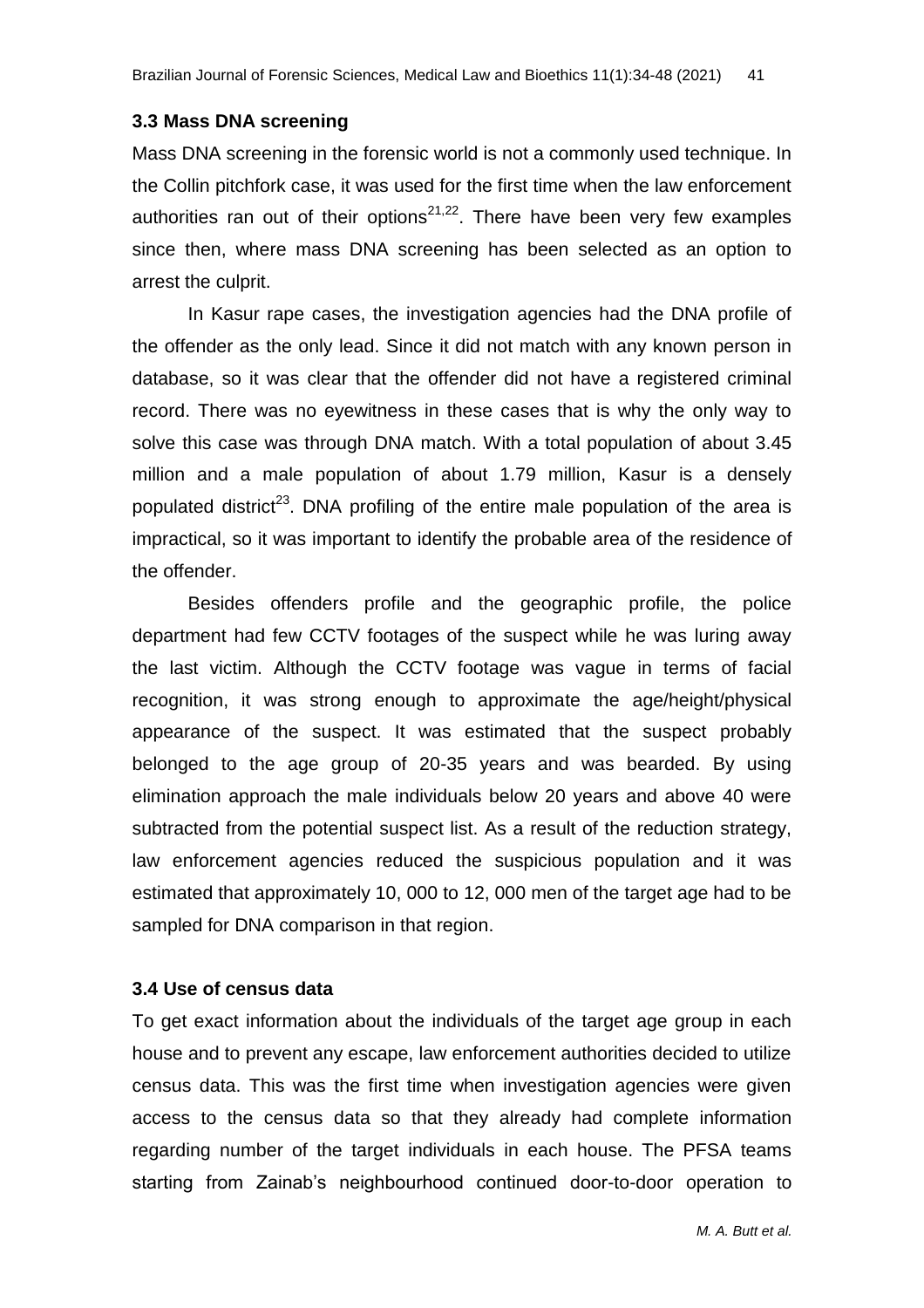### 3.3 Mass DNA screening

Mass DNA screening in the forensic world is not a commonly used technique. In the Collin pitchfork case, it was used for the first time when the law enforcement authorities ran out of their options[21,22]. There have been very few examples since then, where mass DNA screening has been selected as an option to arrest the culprit.

In Kasur rape cases, the investigation agencies had the DNA profile of the offender as the only lead. Since it did not match with any known person in database, so it was clear that the offender did not have a registered criminal record. There was no eyewitness in these cases that is why the only way to solve this case was through DNA match. With a total population of about 3.45 million and a male population of about 1.79 million, Kasur is a densely populated district[23]. DNA profiling of the entire male population of the area is impractical, so it was important to identify the probable area of the residence of the offender.

Besides offenders profile and the geographic profile, the police department had few CCTV footages of the suspect while he was luring away the last victim. Although the CCTV footage was vague in terms of facial recognition, it was strong enough to approximate the age/height/physical appearance of the suspect. It was estimated that the suspect probably belonged to the age group of 20-35 years and was bearded. By using elimination approach the male individuals below 20 years and above 40 were subtracted from the potential suspect list. As a result of the reduction strategy, law enforcement agencies reduced the suspicious population and it was estimated that approximately 10, 000 to 12, 000 men of the target age had to be sampled for DNA comparison in that region.

### 3.4 Use of census data

To get exact information about the individuals of the target age group in each house and to prevent any escape, law enforcement authorities decided to utilize census data. This was the first time when investigation agencies were given access to the census data so that they already had complete information regarding number of the target individuals in each house. The PFSA teams starting from Zainab's neighbourhood continued door-to-door operation to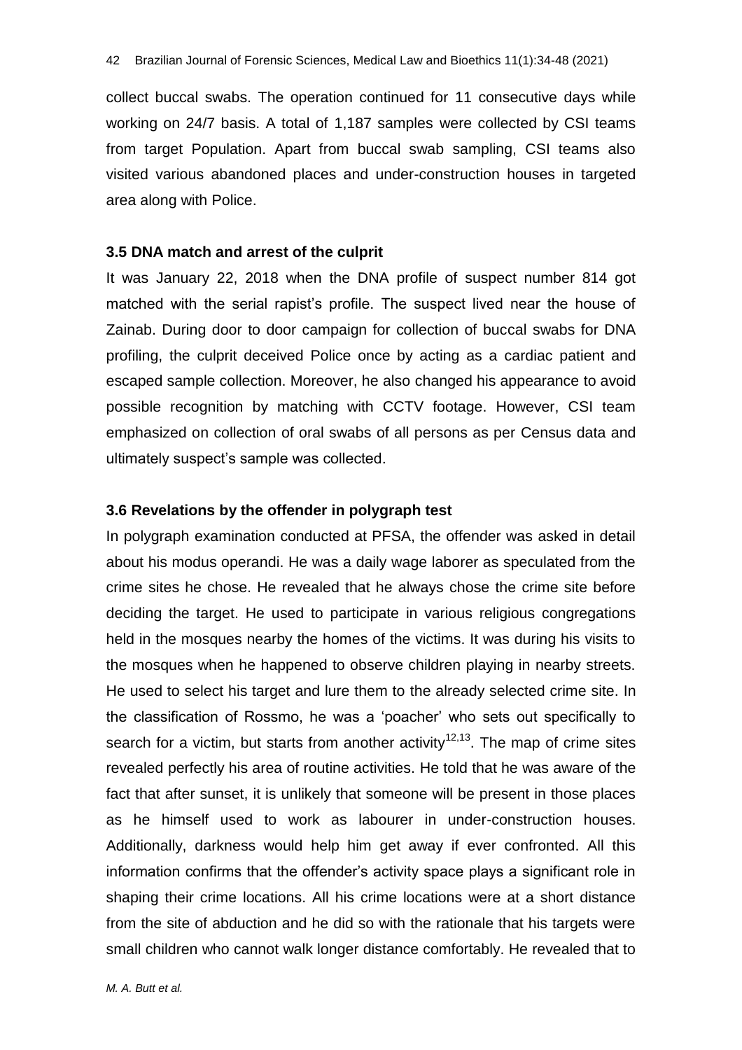collect buccal swabs. The operation continued for 11 consecutive days while working on 24/7 basis. A total of 1,187 samples were collected by CSI teams from target Population. Apart from buccal swab sampling, CSI teams also visited various abandoned places and under-construction houses in targeted area along with Police.

### 3.5 DNA match and arrest of the culprit

It was January 22, 2018 when the DNA profile of suspect number 814 got matched with the serial rapist's profile. The suspect lived near the house of Zainab. During door to door campaign for collection of buccal swabs for DNA profiling, the culprit deceived Police once by acting as a cardiac patient and escaped sample collection. Moreover, he also changed his appearance to avoid possible recognition by matching with CCTV footage. However, CSI team emphasized on collection of oral swabs of all persons as per Census data and ultimately suspect's sample was collected.

### 3.6 Revelations by the offender in polygraph test

In polygraph examination conducted at PFSA, the offender was asked in detail about his modus operandi. He was a daily wage laborer as speculated from the crime sites he chose. He revealed that he always chose the crime site before deciding the target. He used to participate in various religious congregations held in the mosques nearby the homes of the victims. It was during his visits to the mosques when he happened to observe children playing in nearby streets. He used to select his target and lure them to the already selected crime site. In the classification of Rossmo, he was a 'poacher' who sets out specifically to search for a victim, but starts from another activity[12,13]. The map of crime sites revealed perfectly his area of routine activities. He told that he was aware of the fact that after sunset, it is unlikely that someone will be present in those places as he himself used to work as labourer in under-construction houses. Additionally, darkness would help him get away if ever confronted. All this information confirms that the offender's activity space plays a significant role in shaping their crime locations. All his crime locations were at a short distance from the site of abduction and he did so with the rationale that his targets were small children who cannot walk longer distance comfortably. He revealed that to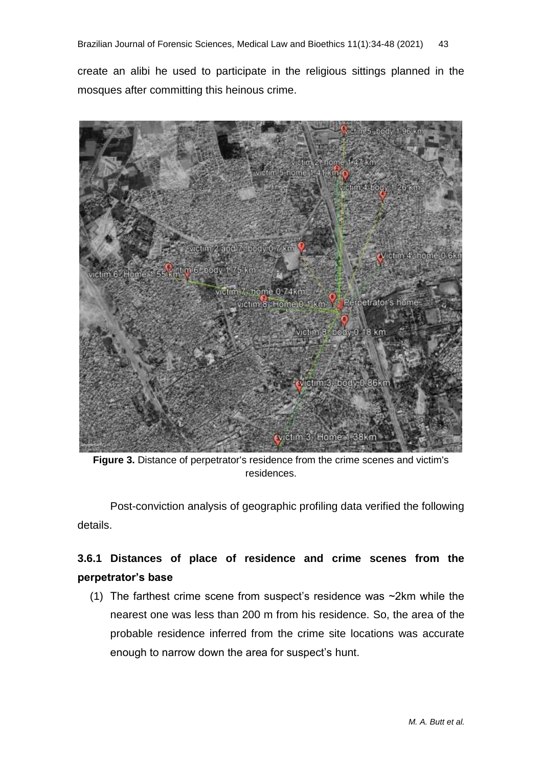create an alibi he used to participate in the religious sittings planned in the mosques after committing this heinous crime.

**Figure 3.** Distance of perpetrator's residence from the crime scenes and victim's residences.

Post-conviction analysis of geographic profiling data verified the following details.

### 3.6.1 Distances of place of residence and crime scenes from the perpetrator's base

(1) The farthest crime scene from suspect's residence was ~2km while the nearest one was less than 200 m from his residence. So, the area of the probable residence inferred from the crime site locations was accurate enough to narrow down the area for suspect's hunt.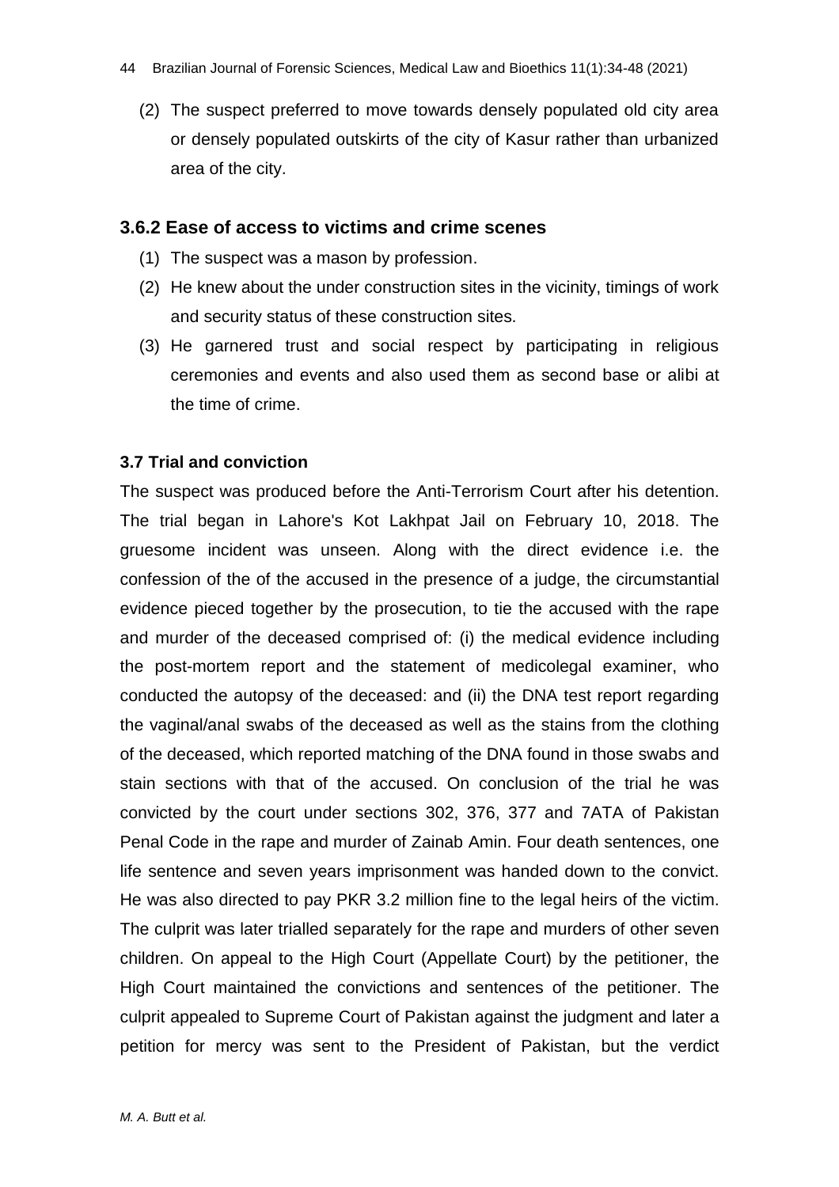(2) The suspect preferred to move towards densely populated old city area or densely populated outskirts of the city of Kasur rather than urbanized area of the city.

### 3.6.2 Ease of access to victims and crime scenes

(1) The suspect was a mason by profession.
(2) He knew about the under construction sites in the vicinity, timings of work and security status of these construction sites.
(3) He garnered trust and social respect by participating in religious ceremonies and events and also used them as second base or alibi at the time of crime.

#### 3.7 Trial and conviction

The suspect was produced before the Anti-Terrorism Court after his detention. The trial began in Lahore's Kot Lakhpat Jail on February 10, 2018. The gruesome incident was unseen. Along with the direct evidence i.e. the confession of the of the accused in the presence of a judge, the circumstantial evidence pieced together by the prosecution, to tie the accused with the rape and murder of the deceased comprised of: (i) the medical evidence including the post-mortem report and the statement of medicolegal examiner, who conducted the autopsy of the deceased: and (ii) the DNA test report regarding the vaginal/anal swabs of the deceased as well as the stains from the clothing of the deceased, which reported matching of the DNA found in those swabs and stain sections with that of the accused. On conclusion of the trial he was convicted by the court under sections 302, 376, 377 and 7ATA of Pakistan Penal Code in the rape and murder of Zainab Amin. Four death sentences, one life sentence and seven years imprisonment was handed down to the convict. He was also directed to pay PKR 3.2 million fine to the legal heirs of the victim. The culprit was later trialled separately for the rape and murders of other seven children. On appeal to the High Court (Appellate Court) by the petitioner, the High Court maintained the convictions and sentences of the petitioner. The culprit appealed to Supreme Court of Pakistan against the judgment and later a petition for mercy was sent to the President of Pakistan, but the verdict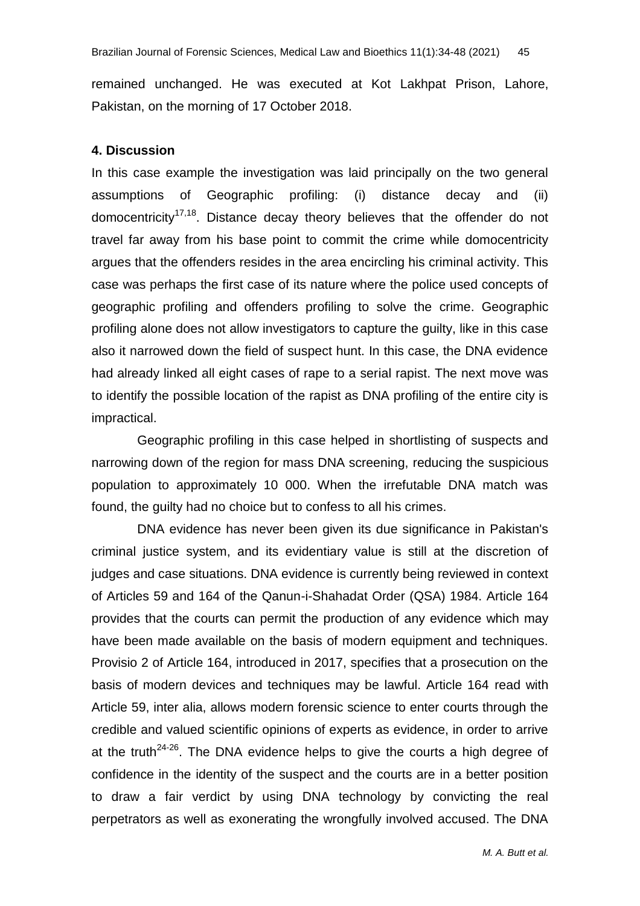remained unchanged. He was executed at Kot Lakhpat Prison, Lahore, Pakistan, on the morning of 17 October 2018.

## 4. Discussion

In this case example the investigation was laid principally on the two general assumptions of Geographic profiling: (i) distance decay and (ii) domocentricity[17,18]. Distance decay theory believes that the offender do not travel far away from his base point to commit the crime while domocentricity argues that the offenders resides in the area encircling his criminal activity. This case was perhaps the first case of its nature where the police used concepts of geographic profiling and offenders profiling to solve the crime. Geographic profiling alone does not allow investigators to capture the guilty, like in this case also it narrowed down the field of suspect hunt. In this case, the DNA evidence had already linked all eight cases of rape to a serial rapist. The next move was to identify the possible location of the rapist as DNA profiling of the entire city is impractical.

Geographic profiling in this case helped in shortlisting of suspects and narrowing down of the region for mass DNA screening, reducing the suspicious population to approximately 10 000. When the irrefutable DNA match was found, the guilty had no choice but to confess to all his crimes.

DNA evidence has never been given its due significance in Pakistan's criminal justice system, and its evidentiary value is still at the discretion of judges and case situations. DNA evidence is currently being reviewed in context of Articles 59 and 164 of the Qanun-i-Shahadat Order (QSA) 1984. Article 164 provides that the courts can permit the production of any evidence which may have been made available on the basis of modern equipment and techniques. Provisio 2 of Article 164, introduced in 2017, specifies that a prosecution on the basis of modern devices and techniques may be lawful. Article 164 read with Article 59, inter alia, allows modern forensic science to enter courts through the credible and valued scientific opinions of experts as evidence, in order to arrive at the truth[24-26]. The DNA evidence helps to give the courts a high degree of confidence in the identity of the suspect and the courts are in a better position to draw a fair verdict by using DNA technology by convicting the real perpetrators as well as exonerating the wrongfully involved accused. The DNA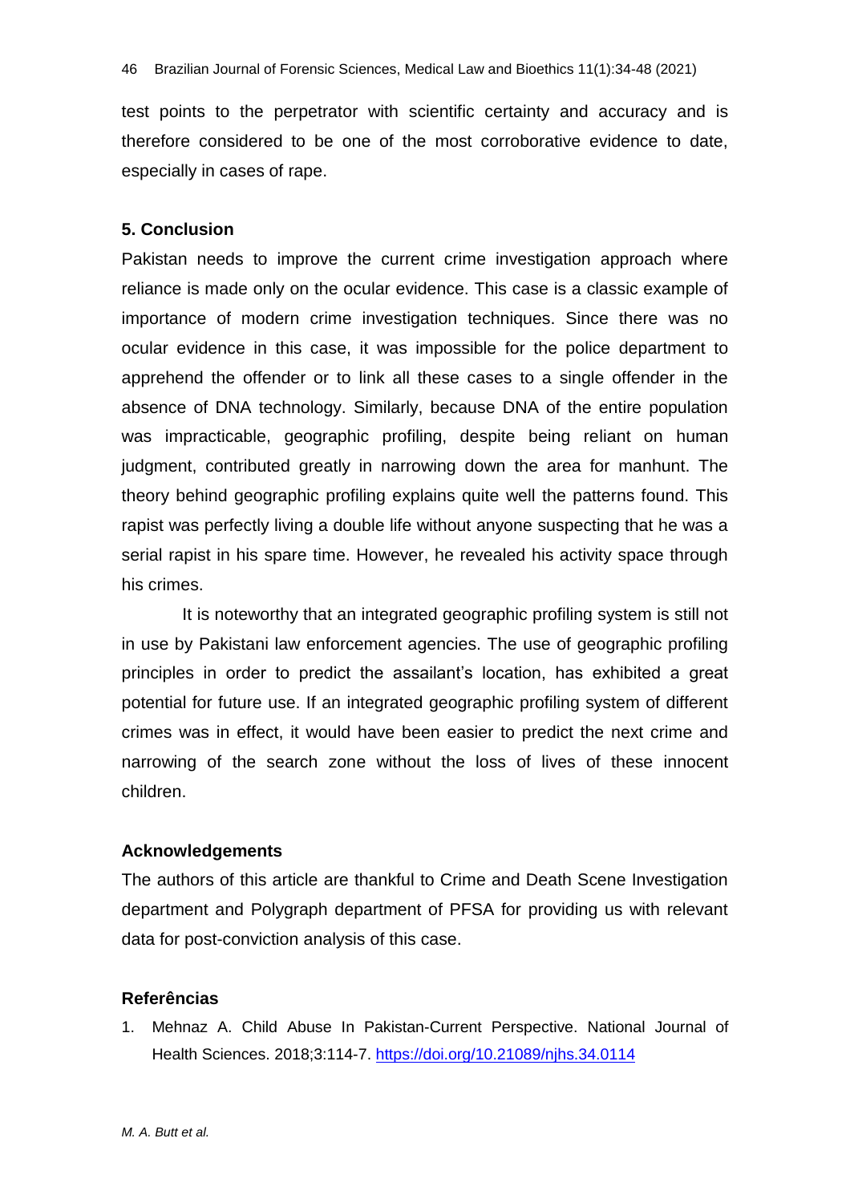test points to the perpetrator with scientific certainty and accuracy and is therefore considered to be one of the most corroborative evidence to date, especially in cases of rape.

## 5. Conclusion

Pakistan needs to improve the current crime investigation approach where reliance is made only on the ocular evidence. This case is a classic example of importance of modern crime investigation techniques. Since there was no ocular evidence in this case, it was impossible for the police department to apprehend the offender or to link all these cases to a single offender in the absence of DNA technology. Similarly, because DNA of the entire population was impracticable, geographic profiling, despite being reliant on human judgment, contributed greatly in narrowing down the area for manhunt. The theory behind geographic profiling explains quite well the patterns found. This rapist was perfectly living a double life without anyone suspecting that he was a serial rapist in his spare time. However, he revealed his activity space through his crimes.

It is noteworthy that an integrated geographic profiling system is still not in use by Pakistani law enforcement agencies. The use of geographic profiling principles in order to predict the assailant's location, has exhibited a great potential for future use. If an integrated geographic profiling system of different crimes was in effect, it would have been easier to predict the next crime and narrowing of the search zone without the loss of lives of these innocent children.

## Acknowledgements

The authors of this article are thankful to Crime and Death Scene Investigation department and Polygraph department of PFSA for providing us with relevant data for post-conviction analysis of this case.

## Referências

1. Mehnaz A. Child Abuse In Pakistan-Current Perspective. National Journal of Health Sciences. 2018;3:114-7. https://doi.org/10.21089/njhs.34.0114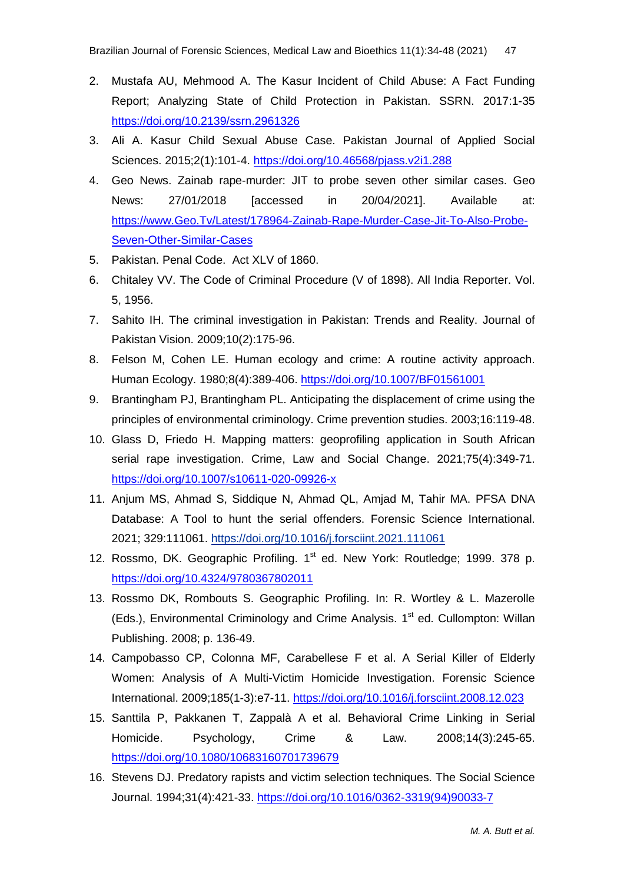2. Mustafa AU, Mehmood A. The Kasur Incident of Child Abuse: A Fact Funding Report; Analyzing State of Child Protection in Pakistan. SSRN. 2017:1-35 https://doi.org/10.2139/ssrn.2961326
3. Ali A. Kasur Child Sexual Abuse Case. Pakistan Journal of Applied Social Sciences. 2015;2(1):101-4. https://doi.org/10.46568/pjass.v2i1.288
4. Geo News. Zainab rape-murder: JIT to probe seven other similar cases. Geo News: 27/01/2018 [accessed in 20/04/2021]. Available at: https://www.Geo.Tv/Latest/178964-Zainab-Rape-Murder-Case-Jit-To-Also-Probe-Seven-Other-Similar-Cases
5. Pakistan. Penal Code. Act XLV of 1860.
6. Chitaley VV. The Code of Criminal Procedure (V of 1898). All India Reporter. Vol. 5, 1956.
7. Sahito IH. The criminal investigation in Pakistan: Trends and Reality. Journal of Pakistan Vision. 2009;10(2):175-96.
8. Felson M, Cohen LE. Human ecology and crime: A routine activity approach. Human Ecology. 1980;8(4):389-406. https://doi.org/10.1007/BF01561001
9. Brantingham PJ, Brantingham PL. Anticipating the displacement of crime using the principles of environmental criminology. Crime prevention studies. 2003;16:119-48.
10. Glass D, Friedo H. Mapping matters: geoprofiling application in South African serial rape investigation. Crime, Law and Social Change. 2021;75(4):349-71. https://doi.org/10.1007/s10611-020-09926-x
11. Anjum MS, Ahmad S, Siddique N, Ahmad QL, Amjad M, Tahir MA. PFSA DNA Database: A Tool to hunt the serial offenders. Forensic Science International. 2021; 329:111061. https://doi.org/10.1016/j.forsciint.2021.111061
12. Rossmo, DK. Geographic Profiling. 1st ed. New York: Routledge; 1999. 378 p. https://doi.org/10.4324/9780367802011
13. Rossmo DK, Rombouts S. Geographic Profiling. In: R. Wortley & L. Mazerolle (Eds.), Environmental Criminology and Crime Analysis. 1st ed. Cullompton: Willan Publishing. 2008; p. 136-49.
14. Campobasso CP, Colonna MF, Carabellese F et al. A Serial Killer of Elderly Women: Analysis of A Multi-Victim Homicide Investigation. Forensic Science International. 2009;185(1-3):e7-11. https://doi.org/10.1016/j.forsciint.2008.12.023
15. Santtila P, Pakkanen T, Zappalà A et al. Behavioral Crime Linking in Serial Homicide. Psychology, Crime & Law. 2008;14(3):245-65. https://doi.org/10.1080/10683160701739679
16. Stevens DJ. Predatory rapists and victim selection techniques. The Social Science Journal. 1994;31(4):421-33. https://doi.org/10.1016/0362-3319(94)90033-7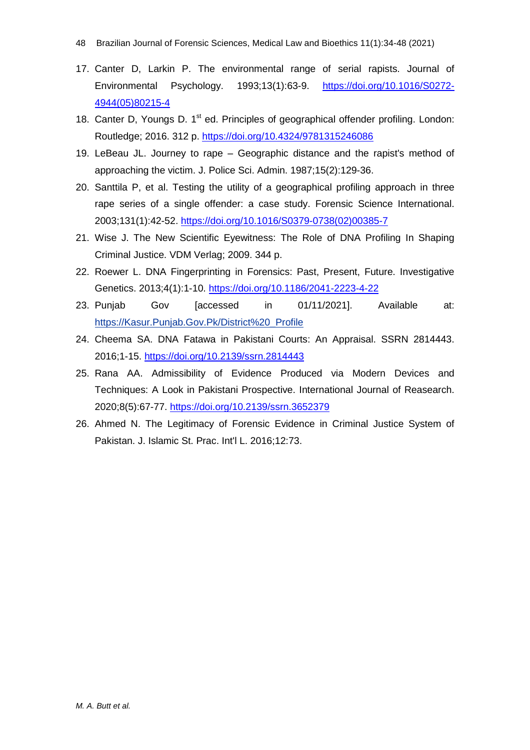17. Canter D, Larkin P. The environmental range of serial rapists. Journal of Environmental Psychology. 1993;13(1):63-9. https://doi.org/10.1016/S0272-4944(05)80215-4
18. Canter D, Youngs D. 1st ed. Principles of geographical offender profiling. London: Routledge; 2016. 312 p. https://doi.org/10.4324/9781315246086
19. LeBeau JL. Journey to rape – Geographic distance and the rapist's method of approaching the victim. J. Police Sci. Admin. 1987;15(2):129-36.
20. Santtila P, et al. Testing the utility of a geographical profiling approach in three rape series of a single offender: a case study. Forensic Science International. 2003;131(1):42-52. https://doi.org/10.1016/S0379-0738(02)00385-7
21. Wise J. The New Scientific Eyewitness: The Role of DNA Profiling In Shaping Criminal Justice. VDM Verlag; 2009. 344 p.
22. Roewer L. DNA Fingerprinting in Forensics: Past, Present, Future. Investigative Genetics. 2013;4(1):1-10. https://doi.org/10.1186/2041-2223-4-22
23. Punjab Gov [accessed in 01/11/2021]. Available at: https://Kasur.Punjab.Gov.Pk/District%20_Profile
24. Cheema SA. DNA Fatawa in Pakistani Courts: An Appraisal. SSRN 2814443. 2016;1-15. https://doi.org/10.2139/ssrn.2814443
25. Rana AA. Admissibility of Evidence Produced via Modern Devices and Techniques: A Look in Pakistani Prospective. International Journal of Reasearch. 2020;8(5):67-77. https://doi.org/10.2139/ssrn.3652379
26. Ahmed N. The Legitimacy of Forensic Evidence in Criminal Justice System of Pakistan. J. Islamic St. Prac. Int'l L. 2016;12:73.